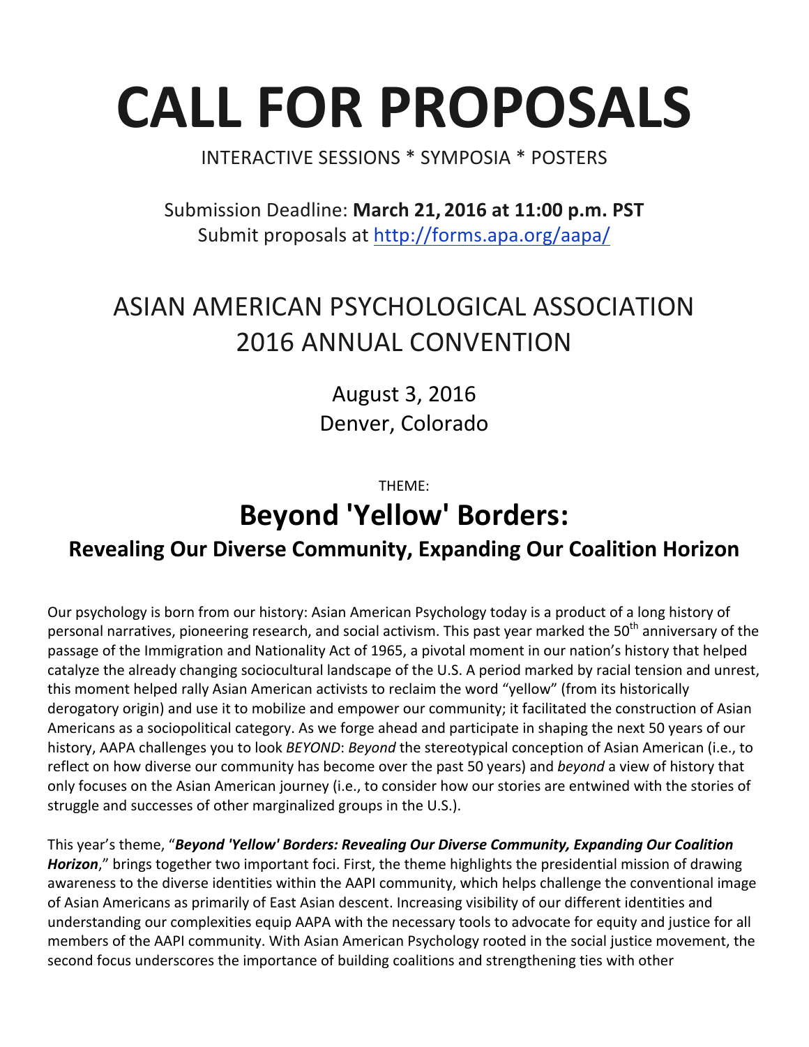# CALL FOR PROPOSALS

INTERACTIVE SESSIONS * SYMPOSIA * POSTERS

Submission Deadline: **March 21, 2016 at 11:00 p.m. PST**
Submit proposals at http://forms.apa.org/aapa/

## ASIAN AMERICAN PSYCHOLOGICAL ASSOCIATION 2016 ANNUAL CONVENTION

August 3, 2016
Denver, Colorado

THEME:

## Beyond 'Yellow' Borders:

### Revealing Our Diverse Community, Expanding Our Coalition Horizon

Our psychology is born from our history: Asian American Psychology today is a product of a long history of personal narratives, pioneering research, and social activism. This past year marked the 50th anniversary of the passage of the Immigration and Nationality Act of 1965, a pivotal moment in our nation's history that helped catalyze the already changing sociocultural landscape of the U.S. A period marked by racial tension and unrest, this moment helped rally Asian American activists to reclaim the word "yellow" (from its historically derogatory origin) and use it to mobilize and empower our community; it facilitated the construction of Asian Americans as a sociopolitical category. As we forge ahead and participate in shaping the next 50 years of our history, AAPA challenges you to look *BEYOND*: *Beyond* the stereotypical conception of Asian American (i.e., to reflect on how diverse our community has become over the past 50 years) and *beyond* a view of history that only focuses on the Asian American journey (i.e., to consider how our stories are entwined with the stories of struggle and successes of other marginalized groups in the U.S.).

This year's theme, "***Beyond 'Yellow' Borders: Revealing Our Diverse Community, Expanding Our Coalition Horizon***," brings together two important foci. First, the theme highlights the presidential mission of drawing awareness to the diverse identities within the AAPI community, which helps challenge the conventional image of Asian Americans as primarily of East Asian descent. Increasing visibility of our different identities and understanding our complexities equip AAPA with the necessary tools to advocate for equity and justice for all members of the AAPI community. With Asian American Psychology rooted in the social justice movement, the second focus underscores the importance of building coalitions and strengthening ties with other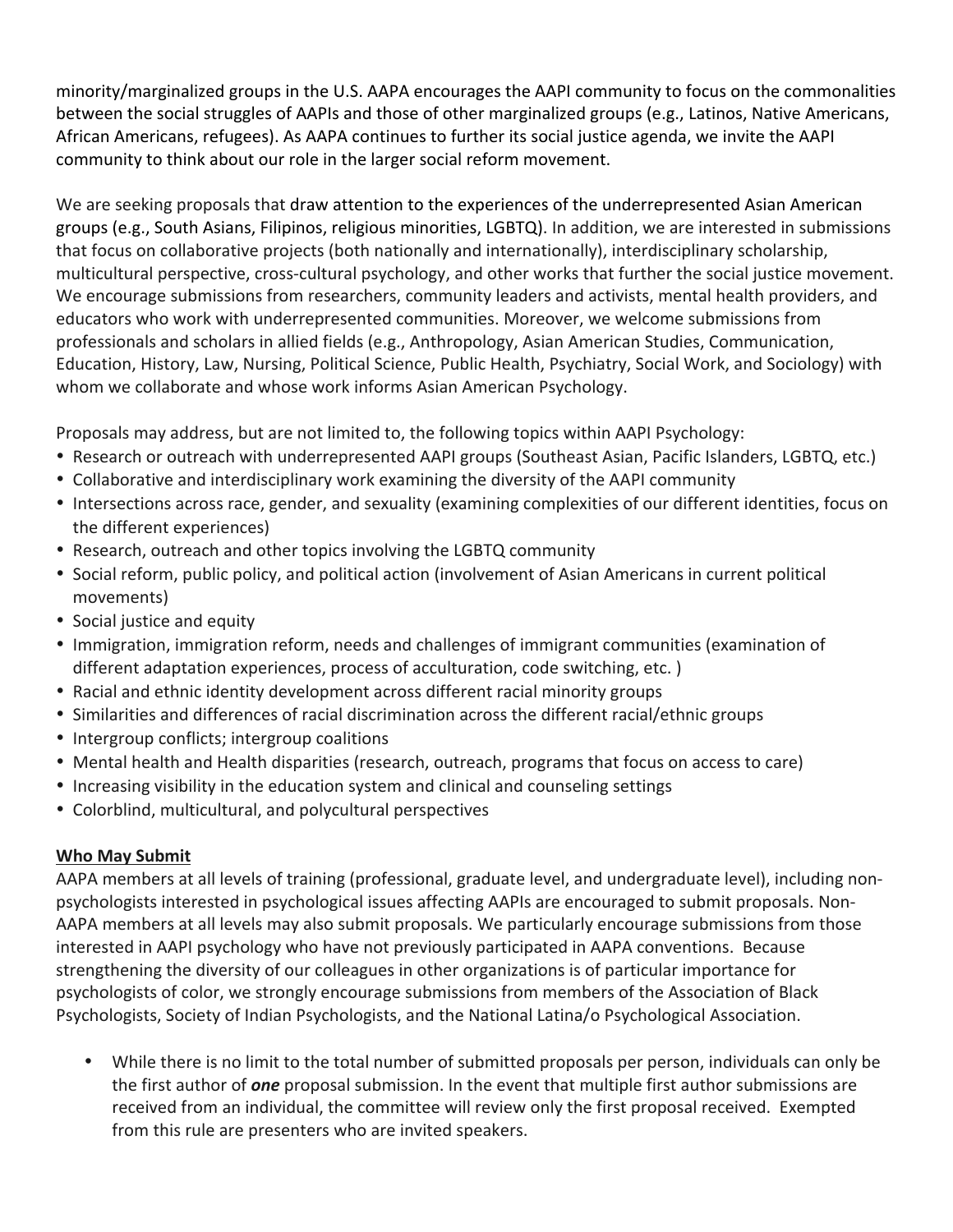minority/marginalized groups in the U.S. AAPA encourages the AAPI community to focus on the commonalities between the social struggles of AAPIs and those of other marginalized groups (e.g., Latinos, Native Americans, African Americans, refugees). As AAPA continues to further its social justice agenda, we invite the AAPI community to think about our role in the larger social reform movement.

We are seeking proposals that draw attention to the experiences of the underrepresented Asian American groups (e.g., South Asians, Filipinos, religious minorities, LGBTQ). In addition, we are interested in submissions that focus on collaborative projects (both nationally and internationally), interdisciplinary scholarship, multicultural perspective, cross-cultural psychology, and other works that further the social justice movement. We encourage submissions from researchers, community leaders and activists, mental health providers, and educators who work with underrepresented communities. Moreover, we welcome submissions from professionals and scholars in allied fields (e.g., Anthropology, Asian American Studies, Communication, Education, History, Law, Nursing, Political Science, Public Health, Psychiatry, Social Work, and Sociology) with whom we collaborate and whose work informs Asian American Psychology.

Proposals may address, but are not limited to, the following topics within AAPI Psychology:

- Research or outreach with underrepresented AAPI groups (Southeast Asian, Pacific Islanders, LGBTQ, etc.)
- Collaborative and interdisciplinary work examining the diversity of the AAPI community
- Intersections across race, gender, and sexuality (examining complexities of our different identities, focus on the different experiences)
- Research, outreach and other topics involving the LGBTQ community
- Social reform, public policy, and political action (involvement of Asian Americans in current political movements)
- Social justice and equity
- Immigration, immigration reform, needs and challenges of immigrant communities (examination of different adaptation experiences, process of acculturation, code switching, etc. )
- Racial and ethnic identity development across different racial minority groups
- Similarities and differences of racial discrimination across the different racial/ethnic groups
- Intergroup conflicts; intergroup coalitions
- Mental health and Health disparities (research, outreach, programs that focus on access to care)
- Increasing visibility in the education system and clinical and counseling settings
- Colorblind, multicultural, and polycultural perspectives

**Who May Submit**

AAPA members at all levels of training (professional, graduate level, and undergraduate level), including non-psychologists interested in psychological issues affecting AAPIs are encouraged to submit proposals. Non-AAPA members at all levels may also submit proposals. We particularly encourage submissions from those interested in AAPI psychology who have not previously participated in AAPA conventions. Because strengthening the diversity of our colleagues in other organizations is of particular importance for psychologists of color, we strongly encourage submissions from members of the Association of Black Psychologists, Society of Indian Psychologists, and the National Latina/o Psychological Association.

- While there is no limit to the total number of submitted proposals per person, individuals can only be the first author of ***one*** proposal submission. In the event that multiple first author submissions are received from an individual, the committee will review only the first proposal received. Exempted from this rule are presenters who are invited speakers.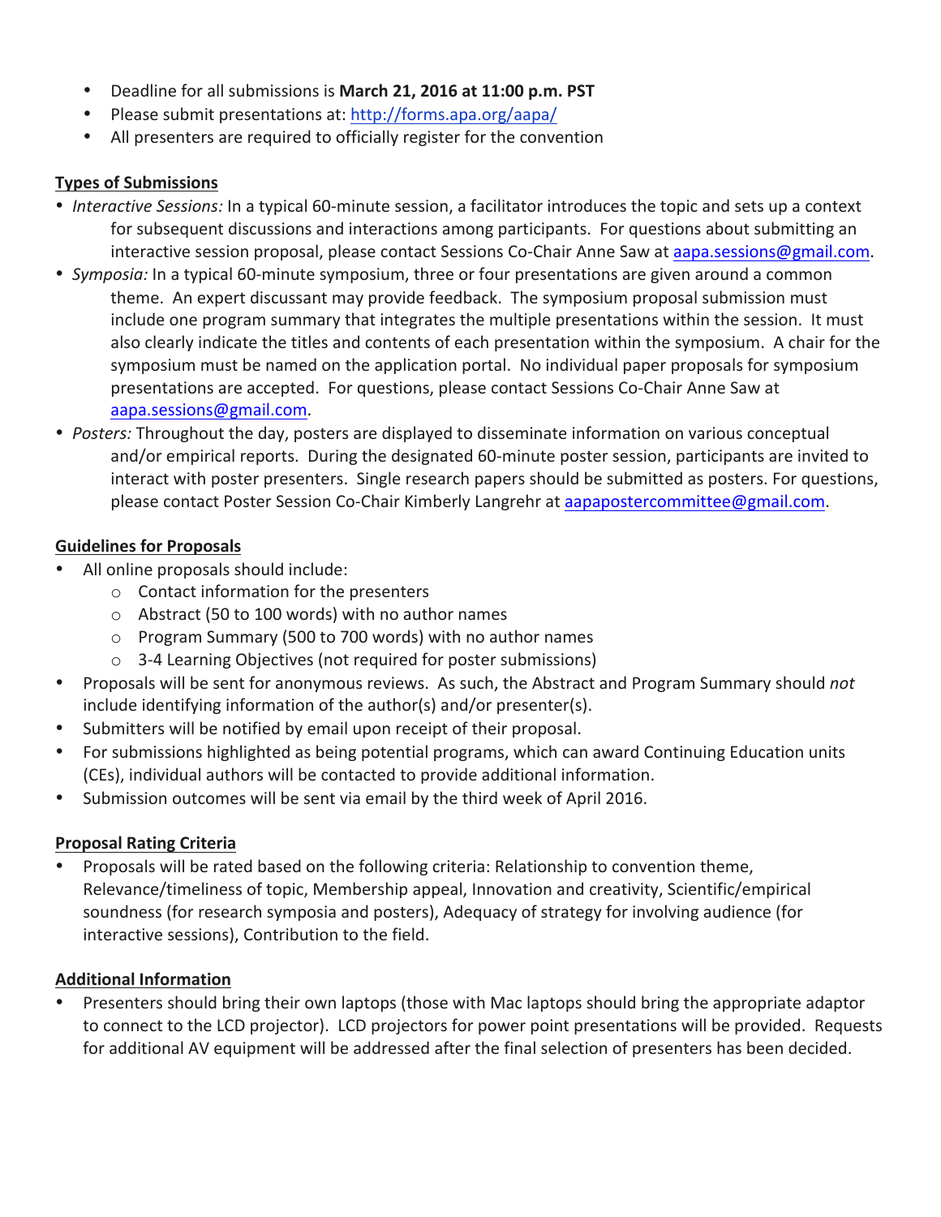- Deadline for all submissions is **March 21, 2016 at 11:00 p.m. PST**
- Please submit presentations at: [http://forms.apa.org/aapa/](http://forms.apa.org/aapa/)
- All presenters are required to officially register for the convention

**Types of Submissions**

- *Interactive Sessions:* In a typical 60-minute session, a facilitator introduces the topic and sets up a context for subsequent discussions and interactions among participants. For questions about submitting an interactive session proposal, please contact Sessions Co-Chair Anne Saw at aapa.sessions@gmail.com.
- *Symposia:* In a typical 60-minute symposium, three or four presentations are given around a common theme. An expert discussant may provide feedback. The symposium proposal submission must include one program summary that integrates the multiple presentations within the session. It must also clearly indicate the titles and contents of each presentation within the symposium. A chair for the symposium must be named on the application portal. No individual paper proposals for symposium presentations are accepted. For questions, please contact Sessions Co-Chair Anne Saw at aapa.sessions@gmail.com.
- *Posters:* Throughout the day, posters are displayed to disseminate information on various conceptual and/or empirical reports. During the designated 60-minute poster session, participants are invited to interact with poster presenters. Single research papers should be submitted as posters. For questions, please contact Poster Session Co-Chair Kimberly Langrehr at aapapostercommittee@gmail.com.

**Guidelines for Proposals**

- All online proposals should include:
  - Contact information for the presenters
  - Abstract (50 to 100 words) with no author names
  - Program Summary (500 to 700 words) with no author names
  - 3-4 Learning Objectives (not required for poster submissions)
- Proposals will be sent for anonymous reviews. As such, the Abstract and Program Summary should *not* include identifying information of the author(s) and/or presenter(s).
- Submitters will be notified by email upon receipt of their proposal.
- For submissions highlighted as being potential programs, which can award Continuing Education units (CEs), individual authors will be contacted to provide additional information.
- Submission outcomes will be sent via email by the third week of April 2016.

**Proposal Rating Criteria**

- Proposals will be rated based on the following criteria: Relationship to convention theme, Relevance/timeliness of topic, Membership appeal, Innovation and creativity, Scientific/empirical soundness (for research symposia and posters), Adequacy of strategy for involving audience (for interactive sessions), Contribution to the field.

**Additional Information**

- Presenters should bring their own laptops (those with Mac laptops should bring the appropriate adaptor to connect to the LCD projector). LCD projectors for power point presentations will be provided. Requests for additional AV equipment will be addressed after the final selection of presenters has been decided.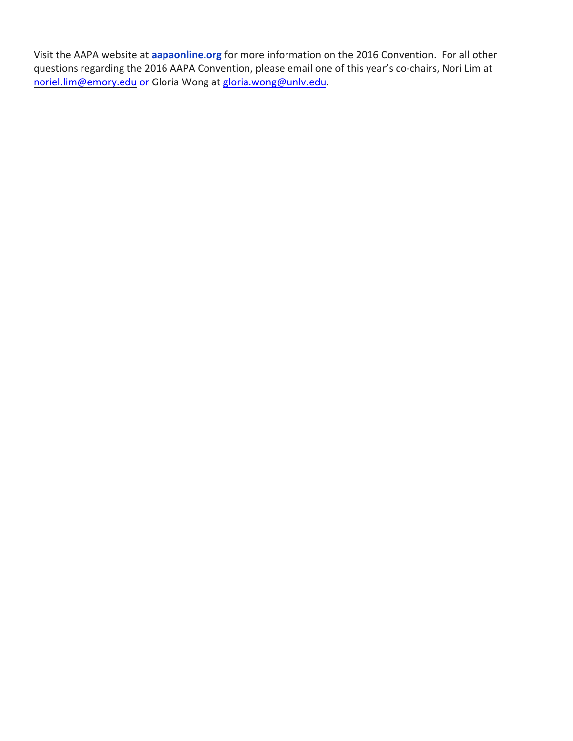Visit the AAPA website at **aapaonline.org** for more information on the 2016 Convention. For all other questions regarding the 2016 AAPA Convention, please email one of this year's co-chairs, Nori Lim at noriel.lim@emory.edu or Gloria Wong at gloria.wong@unlv.edu.